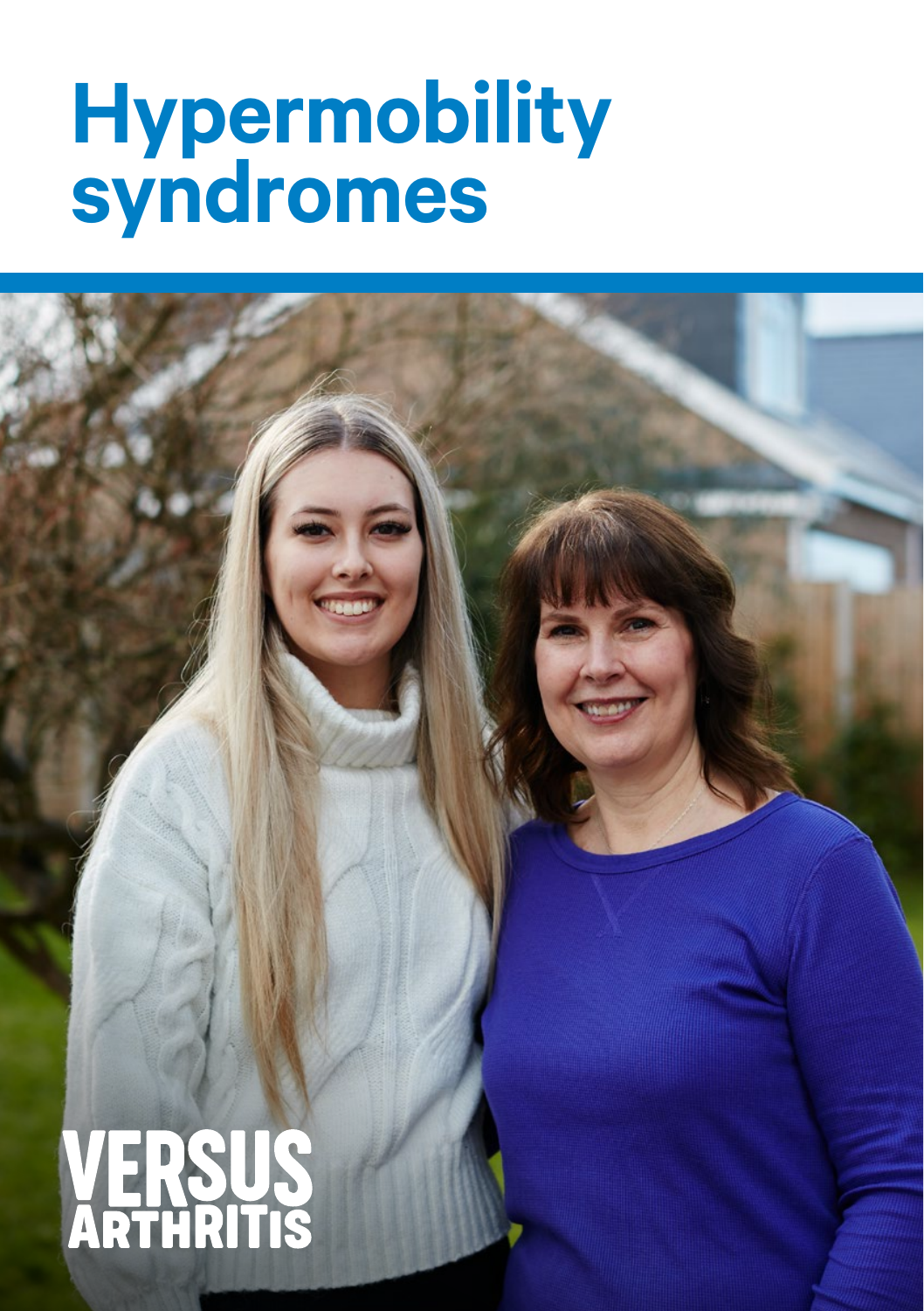# Hypermobility syndromes

VERSUS ARTHRITIS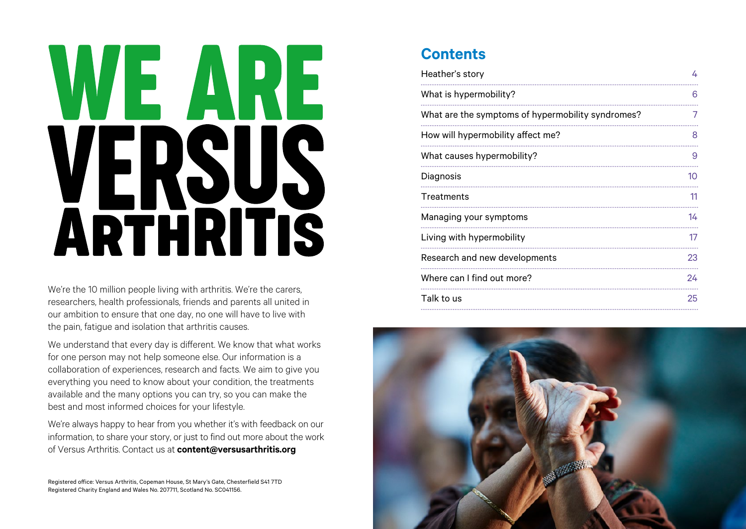# WE ARE VERSUS ARTHRITIS

We're the 10 million people living with arthritis. We're the carers, researchers, health professionals, friends and parents all united in our ambition to ensure that one day, no one will have to live with the pain, fatigue and isolation that arthritis causes.

We understand that every day is different. We know that what works for one person may not help someone else. Our information is a collaboration of experiences, research and facts. We aim to give you everything you need to know about your condition, the treatments available and the many options you can try, so you can make the best and most informed choices for your lifestyle.

We're always happy to hear from you whether it's with feedback on our information, to share your story, or just to find out more about the work of Versus Arthritis. Contact us at **content@versusarthritis.org**

Registered office: Versus Arthritis, Copeman House, St Mary's Gate, Chesterfield S41 7TD
Registered Charity England and Wales No. 207711, Scotland No. SC041156.

## Contents

| | |
|---|---|
| Heather's story | 4 |
| What is hypermobility? | 6 |
| What are the symptoms of hypermobility syndromes? | 7 |
| How will hypermobility affect me? | 8 |
| What causes hypermobility? | 9 |
| Diagnosis | 10 |
| Treatments | 11 |
| Managing your symptoms | 14 |
| Living with hypermobility | 17 |
| Research and new developments | 23 |
| Where can I find out more? | 24 |
| Talk to us | 25 |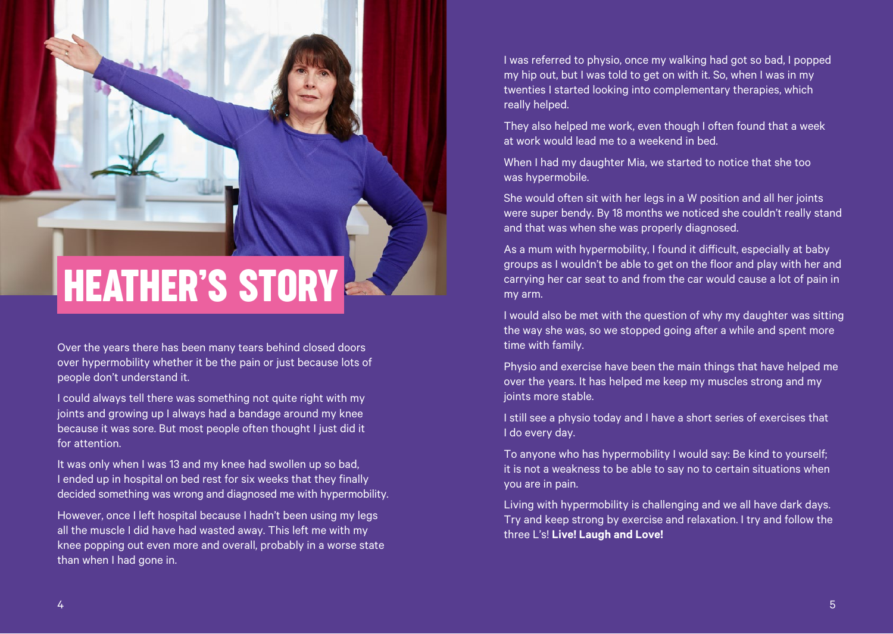# HEATHER'S STORY

Over the years there has been many tears behind closed doors over hypermobility whether it be the pain or just because lots of people don't understand it.

I could always tell there was something not quite right with my joints and growing up I always had a bandage around my knee because it was sore. But most people often thought I just did it for attention.

It was only when I was 13 and my knee had swollen up so bad, I ended up in hospital on bed rest for six weeks that they finally decided something was wrong and diagnosed me with hypermobility.

However, once I left hospital because I hadn't been using my legs all the muscle I did have had wasted away. This left me with my knee popping out even more and overall, probably in a worse state than when I had gone in.

I was referred to physio, once my walking had got so bad, I popped my hip out, but I was told to get on with it. So, when I was in my twenties I started looking into complementary therapies, which really helped.

They also helped me work, even though I often found that a week at work would lead me to a weekend in bed.

When I had my daughter Mia, we started to notice that she too was hypermobile.

She would often sit with her legs in a W position and all her joints were super bendy. By 18 months we noticed she couldn't really stand and that was when she was properly diagnosed.

As a mum with hypermobility, I found it difficult, especially at baby groups as I wouldn't be able to get on the floor and play with her and carrying her car seat to and from the car would cause a lot of pain in my arm.

I would also be met with the question of why my daughter was sitting the way she was, so we stopped going after a while and spent more time with family.

Physio and exercise have been the main things that have helped me over the years. It has helped me keep my muscles strong and my joints more stable.

I still see a physio today and I have a short series of exercises that I do every day.

To anyone who has hypermobility I would say: Be kind to yourself; it is not a weakness to be able to say no to certain situations when you are in pain.

Living with hypermobility is challenging and we all have dark days. Try and keep strong by exercise and relaxation. I try and follow the three L's! **Live! Laugh and Love!**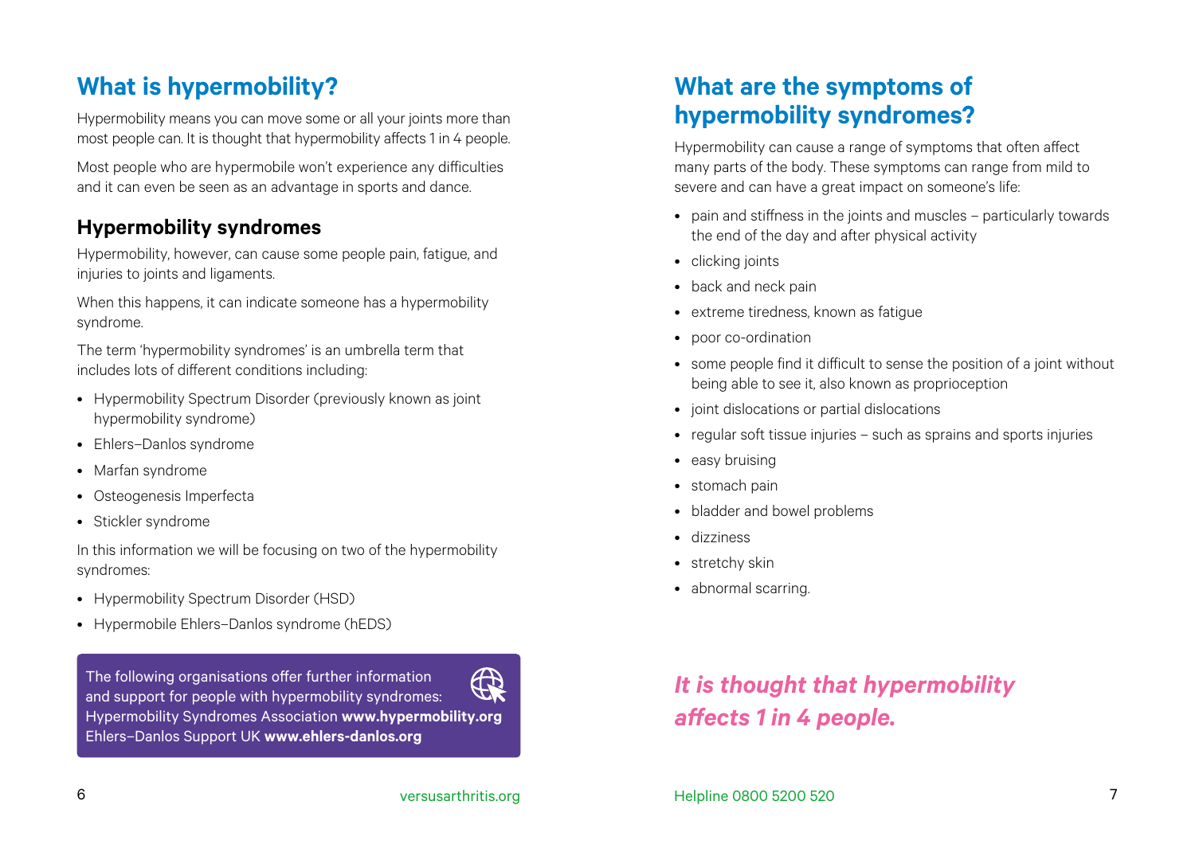## What is hypermobility?

Hypermobility means you can move some or all your joints more than most people can. It is thought that hypermobility affects 1 in 4 people.

Most people who are hypermobile won't experience any difficulties and it can even be seen as an advantage in sports and dance.

### Hypermobility syndromes

Hypermobility, however, can cause some people pain, fatigue, and injuries to joints and ligaments.

When this happens, it can indicate someone has a hypermobility syndrome.

The term 'hypermobility syndromes' is an umbrella term that includes lots of different conditions including:

- Hypermobility Spectrum Disorder (previously known as joint hypermobility syndrome)
- Ehlers–Danlos syndrome
- Marfan syndrome
- Osteogenesis Imperfecta
- Stickler syndrome

In this information we will be focusing on two of the hypermobility syndromes:

- Hypermobility Spectrum Disorder (HSD)
- Hypermobile Ehlers–Danlos syndrome (hEDS)

The following organisations offer further information and support for people with hypermobility syndromes:
Hypermobility Syndromes Association **www.hypermobility.org**
Ehlers–Danlos Support UK **www.ehlers-danlos.org**

## What are the symptoms of hypermobility syndromes?

Hypermobility can cause a range of symptoms that often affect many parts of the body. These symptoms can range from mild to severe and can have a great impact on someone's life:

- pain and stiffness in the joints and muscles – particularly towards the end of the day and after physical activity
- clicking joints
- back and neck pain
- extreme tiredness, known as fatigue
- poor co-ordination
- some people find it difficult to sense the position of a joint without being able to see it, also known as proprioception
- joint dislocations or partial dislocations
- regular soft tissue injuries – such as sprains and sports injuries
- easy bruising
- stomach pain
- bladder and bowel problems
- dizziness
- stretchy skin
- abnormal scarring.

***It is thought that hypermobility affects 1 in 4 people.***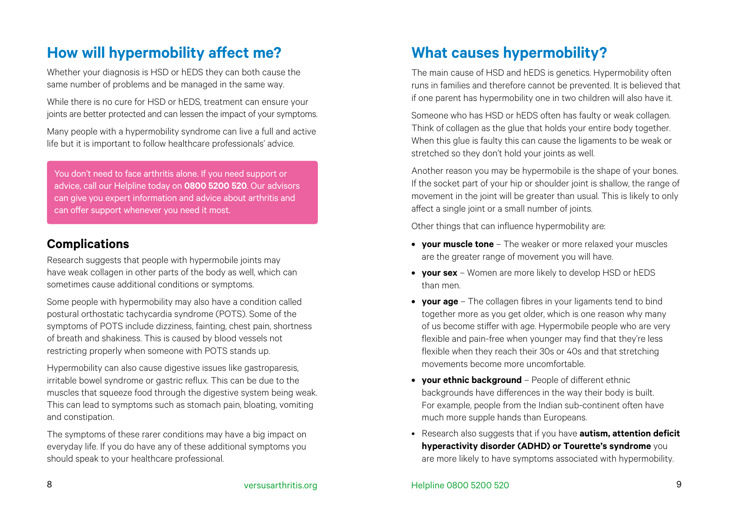## How will hypermobility affect me?

Whether your diagnosis is HSD or hEDS they can both cause the same number of problems and be managed in the same way.

While there is no cure for HSD or hEDS, treatment can ensure your joints are better protected and can lessen the impact of your symptoms.

Many people with a hypermobility syndrome can live a full and active life but it is important to follow healthcare professionals' advice.

You don't need to face arthritis alone. If you need support or advice, call our Helpline today on **0800 5200 520**. Our advisors can give you expert information and advice about arthritis and can offer support whenever you need it most.

### Complications

Research suggests that people with hypermobile joints may have weak collagen in other parts of the body as well, which can sometimes cause additional conditions or symptoms.

Some people with hypermobility may also have a condition called postural orthostatic tachycardia syndrome (POTS). Some of the symptoms of POTS include dizziness, fainting, chest pain, shortness of breath and shakiness. This is caused by blood vessels not restricting properly when someone with POTS stands up.

Hypermobility can also cause digestive issues like gastroparesis, irritable bowel syndrome or gastric reflux. This can be due to the muscles that squeeze food through the digestive system being weak. This can lead to symptoms such as stomach pain, bloating, vomiting and constipation.

The symptoms of these rarer conditions may have a big impact on everyday life. If you do have any of these additional symptoms you should speak to your healthcare professional.

## What causes hypermobility?

The main cause of HSD and hEDS is genetics. Hypermobility often runs in families and therefore cannot be prevented. It is believed that if one parent has hypermobility one in two children will also have it.

Someone who has HSD or hEDS often has faulty or weak collagen. Think of collagen as the glue that holds your entire body together. When this glue is faulty this can cause the ligaments to be weak or stretched so they don't hold your joints as well.

Another reason you may be hypermobile is the shape of your bones. If the socket part of your hip or shoulder joint is shallow, the range of movement in the joint will be greater than usual. This is likely to only affect a single joint or a small number of joints.

Other things that can influence hypermobility are:

- **your muscle tone** – The weaker or more relaxed your muscles are the greater range of movement you will have.
- **your sex** – Women are more likely to develop HSD or hEDS than men.
- **your age** – The collagen fibres in your ligaments tend to bind together more as you get older, which is one reason why many of us become stiffer with age. Hypermobile people who are very flexible and pain-free when younger may find that they're less flexible when they reach their 30s or 40s and that stretching movements become more uncomfortable.
- **your ethnic background** – People of different ethnic backgrounds have differences in the way their body is built. For example, people from the Indian sub-continent often have much more supple hands than Europeans.
- Research also suggests that if you have **autism, attention deficit hyperactivity disorder (ADHD) or Tourette's syndrome** you are more likely to have symptoms associated with hypermobility.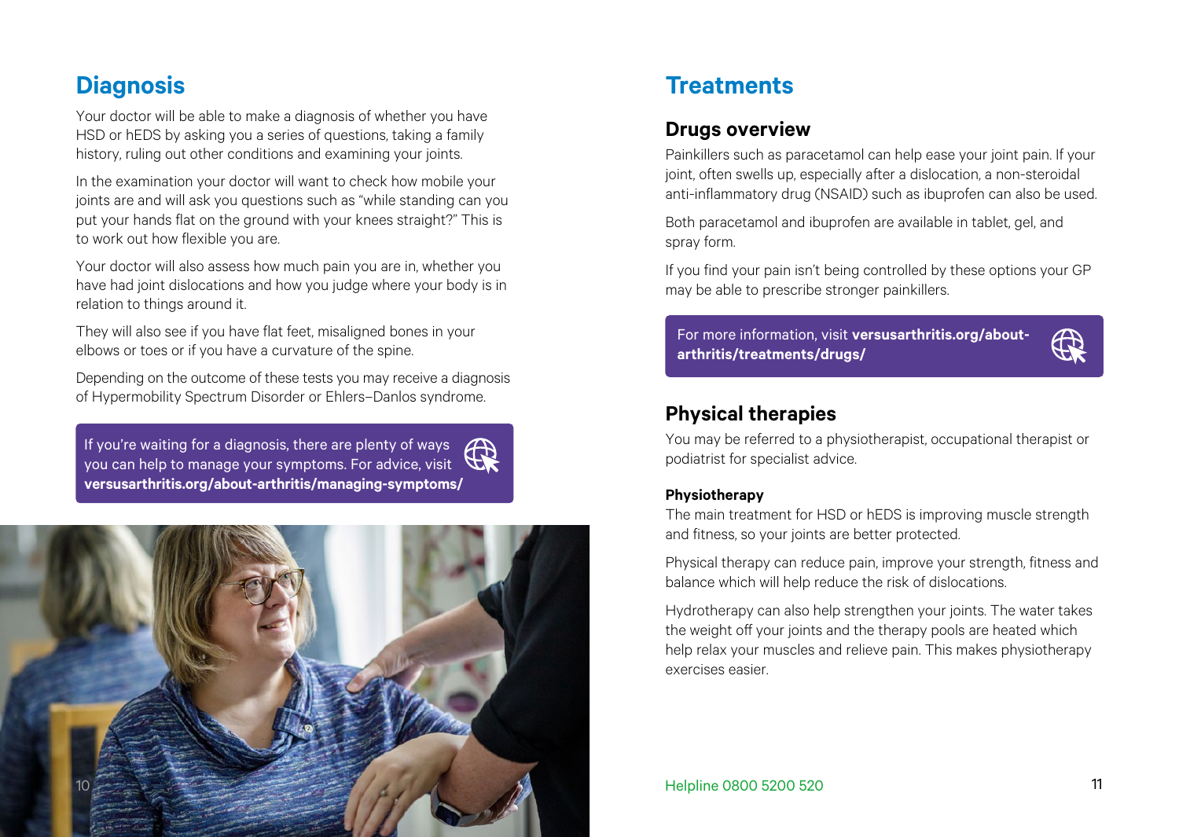## Diagnosis

Your doctor will be able to make a diagnosis of whether you have HSD or hEDS by asking you a series of questions, taking a family history, ruling out other conditions and examining your joints.

In the examination your doctor will want to check how mobile your joints are and will ask you questions such as "while standing can you put your hands flat on the ground with your knees straight?" This is to work out how flexible you are.

Your doctor will also assess how much pain you are in, whether you have had joint dislocations and how you judge where your body is in relation to things around it.

They will also see if you have flat feet, misaligned bones in your elbows or toes or if you have a curvature of the spine.

Depending on the outcome of these tests you may receive a diagnosis of Hypermobility Spectrum Disorder or Ehlers–Danlos syndrome.

If you're waiting for a diagnosis, there are plenty of ways you can help to manage your symptoms. For advice, visit **versusarthritis.org/about-arthritis/managing-symptoms/**

## Treatments

### Drugs overview

Painkillers such as paracetamol can help ease your joint pain. If your joint, often swells up, especially after a dislocation, a non-steroidal anti-inflammatory drug (NSAID) such as ibuprofen can also be used.

Both paracetamol and ibuprofen are available in tablet, gel, and spray form.

If you find your pain isn't being controlled by these options your GP may be able to prescribe stronger painkillers.

For more information, visit **versusarthritis.org/about-arthritis/treatments/drugs/**

### Physical therapies

You may be referred to a physiotherapist, occupational therapist or podiatrist for specialist advice.

#### Physiotherapy

The main treatment for HSD or hEDS is improving muscle strength and fitness, so your joints are better protected.

Physical therapy can reduce pain, improve your strength, fitness and balance which will help reduce the risk of dislocations.

Hydrotherapy can also help strengthen your joints. The water takes the weight off your joints and the therapy pools are heated which help relax your muscles and relieve pain. This makes physiotherapy exercises easier.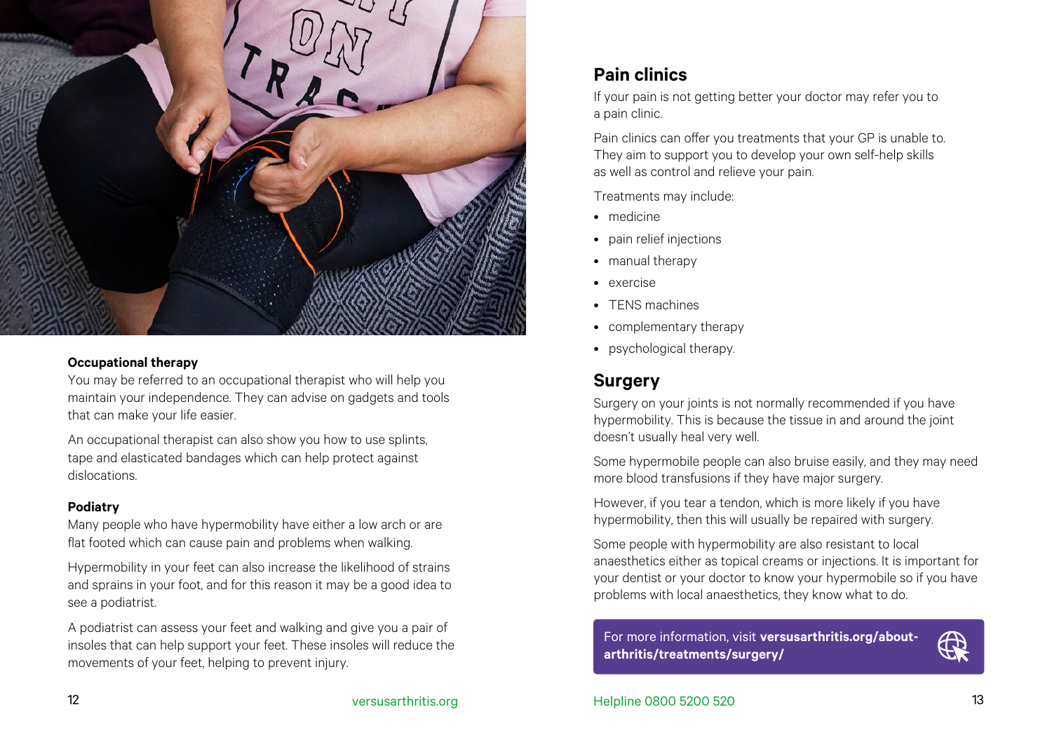### Occupational therapy

You may be referred to an occupational therapist who will help you maintain your independence. They can advise on gadgets and tools that can make your life easier.

An occupational therapist can also show you how to use splints, tape and elasticated bandages which can help protect against dislocations.

### Podiatry

Many people who have hypermobility have either a low arch or are flat footed which can cause pain and problems when walking.

Hypermobility in your feet can also increase the likelihood of strains and sprains in your foot, and for this reason it may be a good idea to see a podiatrist.

A podiatrist can assess your feet and walking and give you a pair of insoles that can help support your feet. These insoles will reduce the movements of your feet, helping to prevent injury.

## Pain clinics

If your pain is not getting better your doctor may refer you to a pain clinic.

Pain clinics can offer you treatments that your GP is unable to. They aim to support you to develop your own self-help skills as well as control and relieve your pain.

Treatments may include:

- medicine
- pain relief injections
- manual therapy
- exercise
- TENS machines
- complementary therapy
- psychological therapy.

## Surgery

Surgery on your joints is not normally recommended if you have hypermobility. This is because the tissue in and around the joint doesn't usually heal very well.

Some hypermobile people can also bruise easily, and they may need more blood transfusions if they have major surgery.

However, if you tear a tendon, which is more likely if you have hypermobility, then this will usually be repaired with surgery.

Some people with hypermobility are also resistant to local anaesthetics either as topical creams or injections. It is important for your dentist or your doctor to know your hypermobile so if you have problems with local anaesthetics, they know what to do.

For more information, visit **versusarthritis.org/about-arthritis/treatments/surgery/**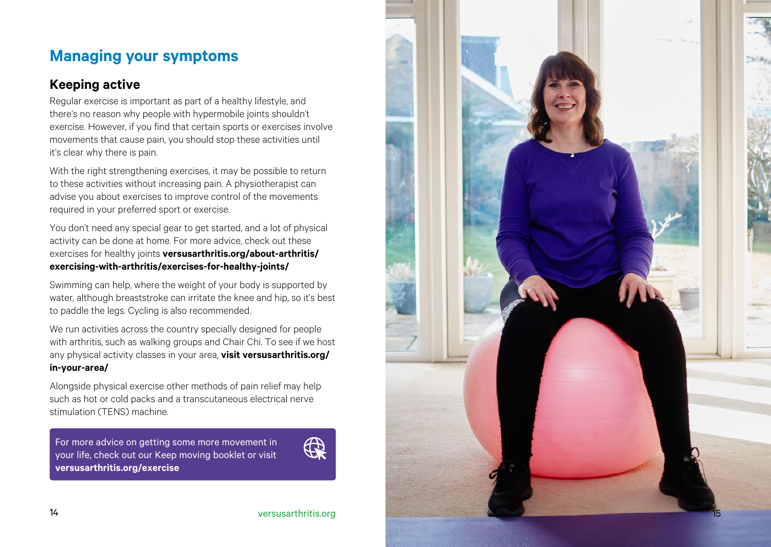# Managing your symptoms

## Keeping active

Regular exercise is important as part of a healthy lifestyle, and there's no reason why people with hypermobile joints shouldn't exercise. However, if you find that certain sports or exercises involve movements that cause pain, you should stop these activities until it's clear why there is pain.

With the right strengthening exercises, it may be possible to return to these activities without increasing pain. A physiotherapist can advise you about exercises to improve control of the movements required in your preferred sport or exercise.

You don't need any special gear to get started, and a lot of physical activity can be done at home. For more advice, check out these exercises for healthy joints **versusarthritis.org/about-arthritis/exercising-with-arthritis/exercises-for-healthy-joints/**

Swimming can help, where the weight of your body is supported by water, although breaststroke can irritate the knee and hip, so it's best to paddle the legs. Cycling is also recommended.

We run activities across the country specially designed for people with arthritis, such as walking groups and Chair Chi. To see if we host any physical activity classes in your area, **visit versusarthritis.org/in-your-area/**

Alongside physical exercise other methods of pain relief may help such as hot or cold packs and a transcutaneous electrical nerve stimulation (TENS) machine.

For more advice on getting some more movement in your life, check out our Keep moving booklet or visit **versusarthritis.org/exercise**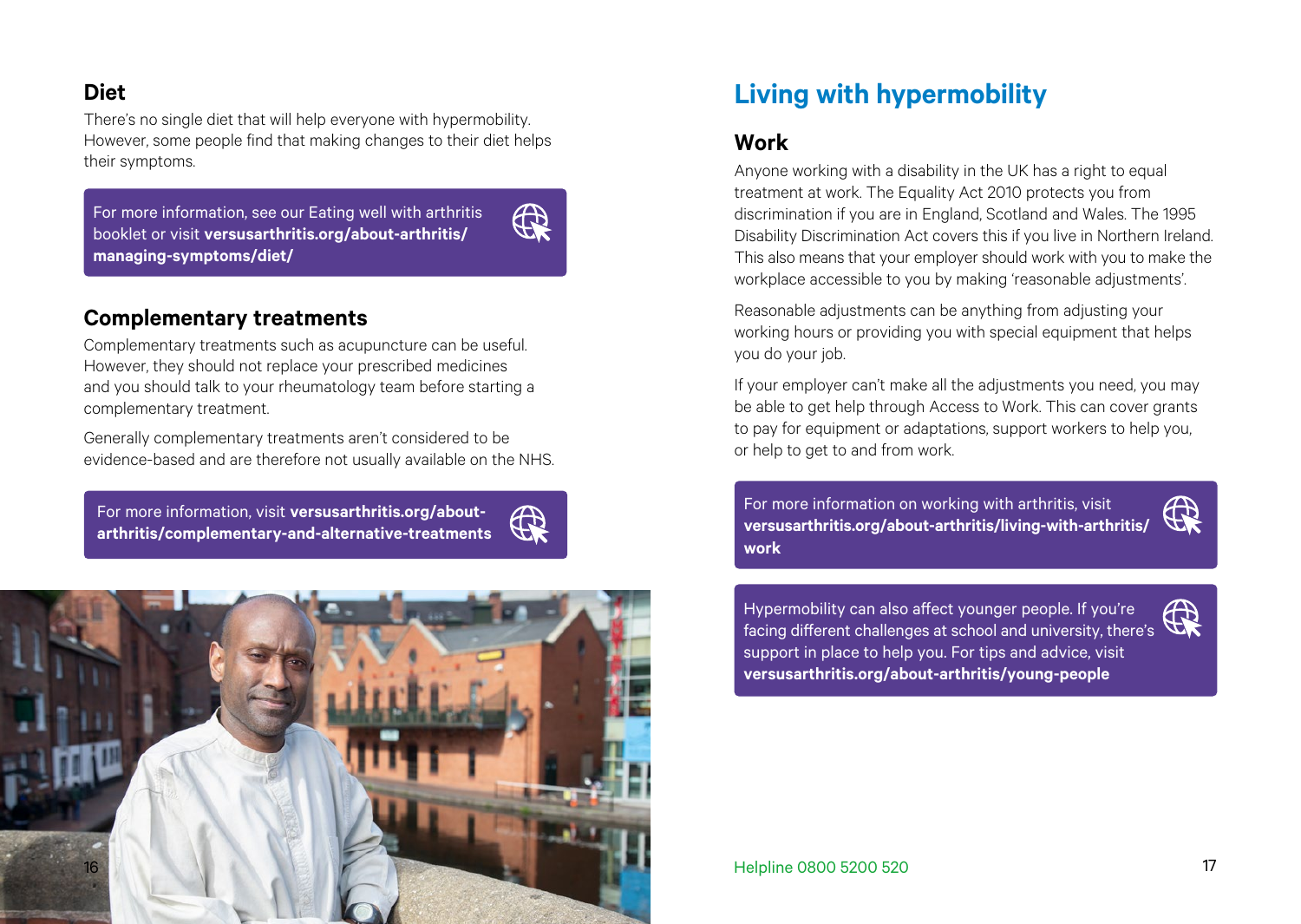## Diet

There's no single diet that will help everyone with hypermobility. However, some people find that making changes to their diet helps their symptoms.

For more information, see our Eating well with arthritis booklet or visit **versusarthritis.org/about-arthritis/managing-symptoms/diet/**

## Complementary treatments

Complementary treatments such as acupuncture can be useful. However, they should not replace your prescribed medicines and you should talk to your rheumatology team before starting a complementary treatment.

Generally complementary treatments aren't considered to be evidence-based and are therefore not usually available on the NHS.

For more information, visit **versusarthritis.org/about-arthritis/complementary-and-alternative-treatments**

# Living with hypermobility

## Work

Anyone working with a disability in the UK has a right to equal treatment at work. The Equality Act 2010 protects you from discrimination if you are in England, Scotland and Wales. The 1995 Disability Discrimination Act covers this if you live in Northern Ireland. This also means that your employer should work with you to make the workplace accessible to you by making 'reasonable adjustments'.

Reasonable adjustments can be anything from adjusting your working hours or providing you with special equipment that helps you do your job.

If your employer can't make all the adjustments you need, you may be able to get help through Access to Work. This can cover grants to pay for equipment or adaptations, support workers to help you, or help to get to and from work.

For more information on working with arthritis, visit **versusarthritis.org/about-arthritis/living-with-arthritis/work**

Hypermobility can also affect younger people. If you're facing different challenges at school and university, there's support in place to help you. For tips and advice, visit **versusarthritis.org/about-arthritis/young-people**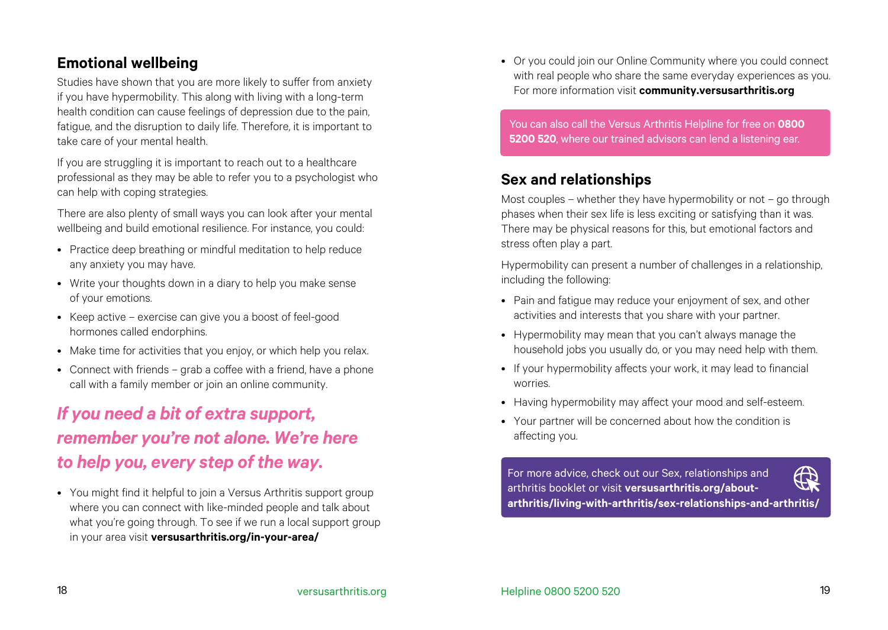## Emotional wellbeing

Studies have shown that you are more likely to suffer from anxiety if you have hypermobility. This along with living with a long-term health condition can cause feelings of depression due to the pain, fatigue, and the disruption to daily life. Therefore, it is important to take care of your mental health.

If you are struggling it is important to reach out to a healthcare professional as they may be able to refer you to a psychologist who can help with coping strategies.

There are also plenty of small ways you can look after your mental wellbeing and build emotional resilience. For instance, you could:

- Practice deep breathing or mindful meditation to help reduce any anxiety you may have.
- Write your thoughts down in a diary to help you make sense of your emotions.
- Keep active – exercise can give you a boost of feel-good hormones called endorphins.
- Make time for activities that you enjoy, or which help you relax.
- Connect with friends – grab a coffee with a friend, have a phone call with a family member or join an online community.

***If you need a bit of extra support, remember you're not alone. We're here to help you, every step of the way.***

- You might find it helpful to join a Versus Arthritis support group where you can connect with like-minded people and talk about what you're going through. To see if we run a local support group in your area visit **versusarthritis.org/in-your-area/**
- Or you could join our Online Community where you could connect with real people who share the same everyday experiences as you. For more information visit **community.versusarthritis.org**

You can also call the Versus Arthritis Helpline for free on **0800 5200 520**, where our trained advisors can lend a listening ear.

## Sex and relationships

Most couples – whether they have hypermobility or not – go through phases when their sex life is less exciting or satisfying than it was. There may be physical reasons for this, but emotional factors and stress often play a part.

Hypermobility can present a number of challenges in a relationship, including the following:

- Pain and fatigue may reduce your enjoyment of sex, and other activities and interests that you share with your partner.
- Hypermobility may mean that you can't always manage the household jobs you usually do, or you may need help with them.
- If your hypermobility affects your work, it may lead to financial worries.
- Having hypermobility may affect your mood and self-esteem.
- Your partner will be concerned about how the condition is affecting you.

For more advice, check out our Sex, relationships and arthritis booklet or visit **versusarthritis.org/about-arthritis/living-with-arthritis/sex-relationships-and-arthritis/**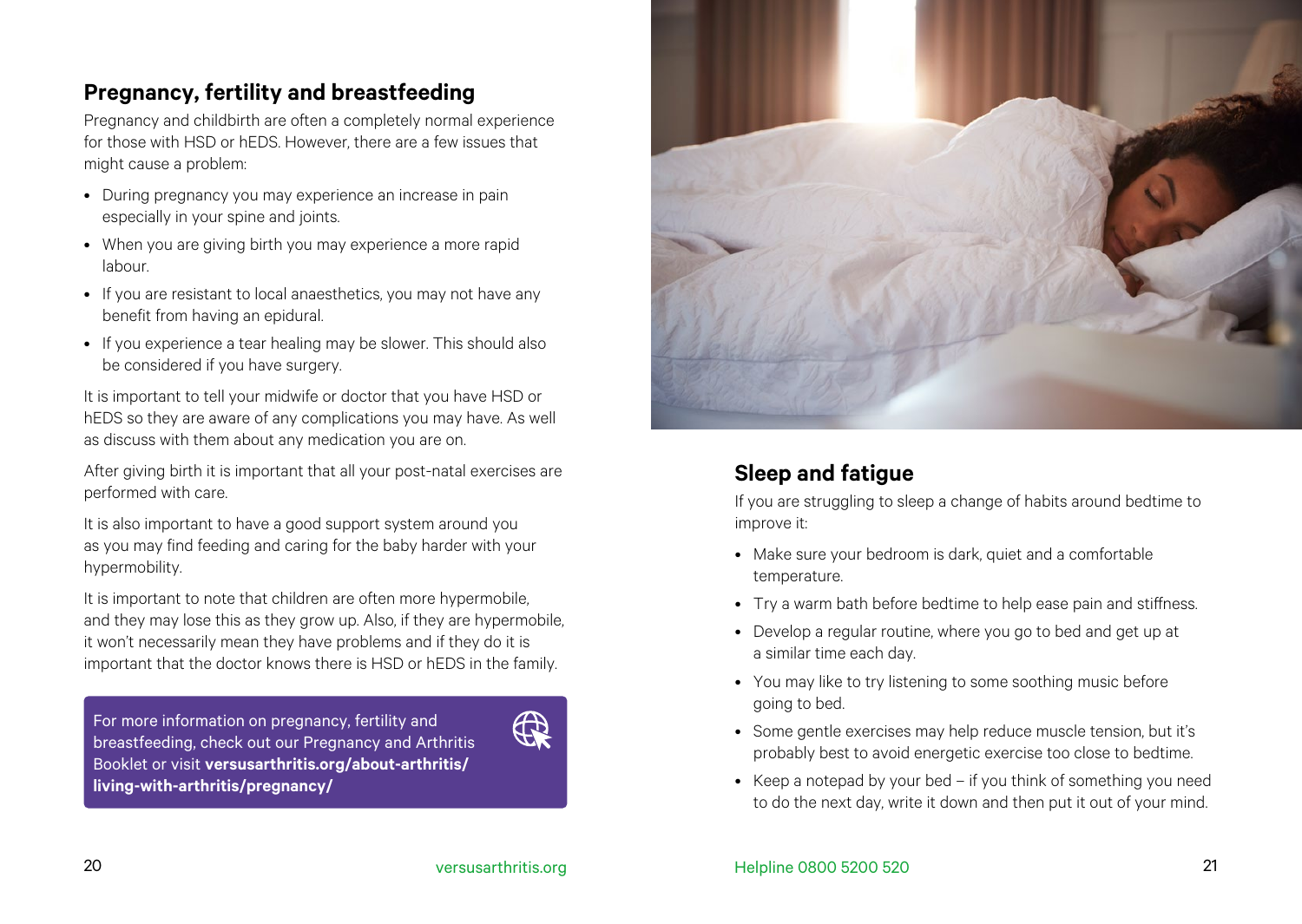## Pregnancy, fertility and breastfeeding

Pregnancy and childbirth are often a completely normal experience for those with HSD or hEDS. However, there are a few issues that might cause a problem:

- During pregnancy you may experience an increase in pain especially in your spine and joints.
- When you are giving birth you may experience a more rapid labour.
- If you are resistant to local anaesthetics, you may not have any benefit from having an epidural.
- If you experience a tear healing may be slower. This should also be considered if you have surgery.

It is important to tell your midwife or doctor that you have HSD or hEDS so they are aware of any complications you may have. As well as discuss with them about any medication you are on.

After giving birth it is important that all your post-natal exercises are performed with care.

It is also important to have a good support system around you as you may find feeding and caring for the baby harder with your hypermobility.

It is important to note that children are often more hypermobile, and they may lose this as they grow up. Also, if they are hypermobile, it won't necessarily mean they have problems and if they do it is important that the doctor knows there is HSD or hEDS in the family.

For more information on pregnancy, fertility and breastfeeding, check out our Pregnancy and Arthritis Booklet or visit **versusarthritis.org/about-arthritis/living-with-arthritis/pregnancy/**

## Sleep and fatigue

If you are struggling to sleep a change of habits around bedtime to improve it:

- Make sure your bedroom is dark, quiet and a comfortable temperature.
- Try a warm bath before bedtime to help ease pain and stiffness.
- Develop a regular routine, where you go to bed and get up at a similar time each day.
- You may like to try listening to some soothing music before going to bed.
- Some gentle exercises may help reduce muscle tension, but it's probably best to avoid energetic exercise too close to bedtime.
- Keep a notepad by your bed – if you think of something you need to do the next day, write it down and then put it out of your mind.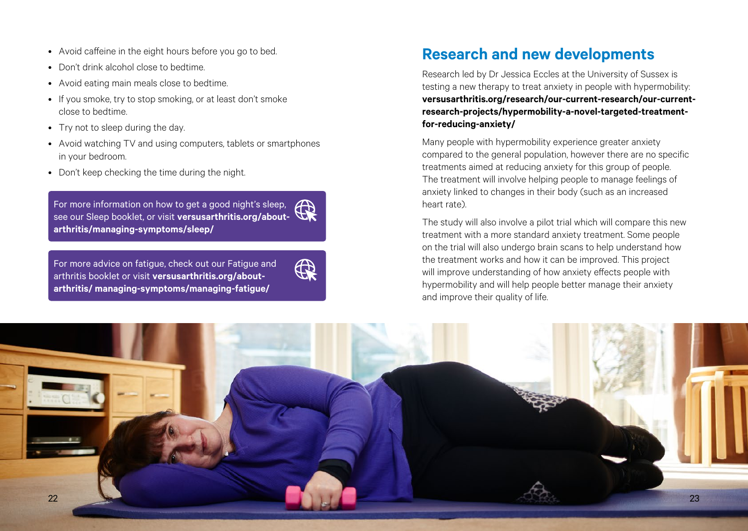- Avoid caffeine in the eight hours before you go to bed.
- Don't drink alcohol close to bedtime.
- Avoid eating main meals close to bedtime.
- If you smoke, try to stop smoking, or at least don't smoke close to bedtime.
- Try not to sleep during the day.
- Avoid watching TV and using computers, tablets or smartphones in your bedroom.
- Don't keep checking the time during the night.

For more information on how to get a good night's sleep, see our Sleep booklet, or visit **versusarthritis.org/about-arthritis/managing-symptoms/sleep/**

For more advice on fatigue, check out our Fatigue and arthritis booklet or visit **versusarthritis.org/about-arthritis/ managing-symptoms/managing-fatigue/**

## Research and new developments

Research led by Dr Jessica Eccles at the University of Sussex is testing a new therapy to treat anxiety in people with hypermobility: **versusarthritis.org/research/our-current-research/our-current-research-projects/hypermobility-a-novel-targeted-treatment-for-reducing-anxiety/**

Many people with hypermobility experience greater anxiety compared to the general population, however there are no specific treatments aimed at reducing anxiety for this group of people. The treatment will involve helping people to manage feelings of anxiety linked to changes in their body (such as an increased heart rate).

The study will also involve a pilot trial which will compare this new treatment with a more standard anxiety treatment. Some people on the trial will also undergo brain scans to help understand how the treatment works and how it can be improved. This project will improve understanding of how anxiety effects people with hypermobility and will help people better manage their anxiety and improve their quality of life.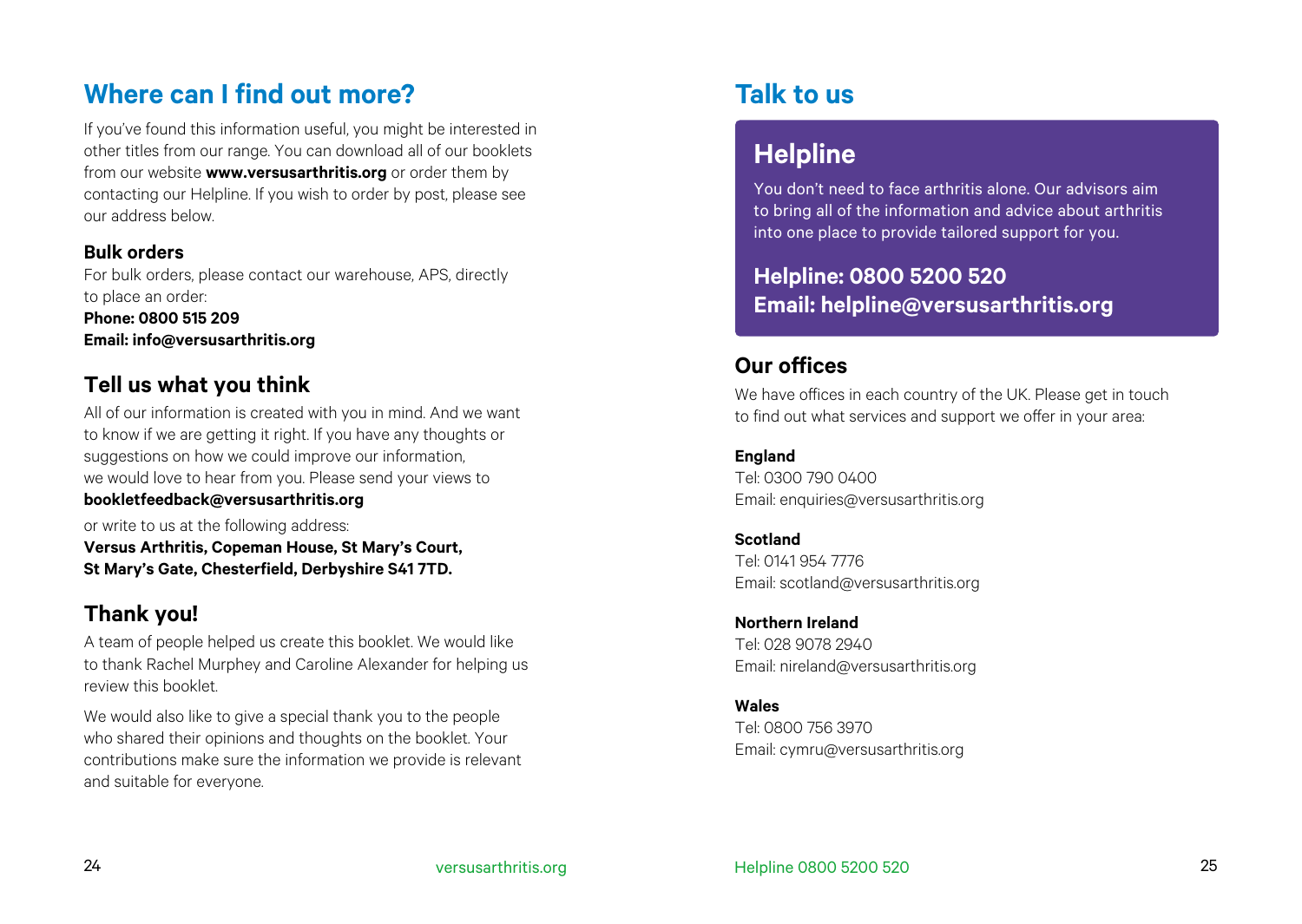## Where can I find out more?

If you've found this information useful, you might be interested in other titles from our range. You can download all of our booklets from our website **www.versusarthritis.org** or order them by contacting our Helpline. If you wish to order by post, please see our address below.

### Bulk orders

For bulk orders, please contact our warehouse, APS, directly to place an order:
**Phone: 0800 515 209**
**Email: info@versusarthritis.org**

### Tell us what you think

All of our information is created with you in mind. And we want to know if we are getting it right. If you have any thoughts or suggestions on how we could improve our information, we would love to hear from you. Please send your views to **bookletfeedback@versusarthritis.org**

or write to us at the following address:
**Versus Arthritis, Copeman House, St Mary's Court, St Mary's Gate, Chesterfield, Derbyshire S41 7TD.**

### Thank you!

A team of people helped us create this booklet. We would like to thank Rachel Murphey and Caroline Alexander for helping us review this booklet.

We would also like to give a special thank you to the people who shared their opinions and thoughts on the booklet. Your contributions make sure the information we provide is relevant and suitable for everyone.

## Talk to us

### Helpline

You don't need to face arthritis alone. Our advisors aim to bring all of the information and advice about arthritis into one place to provide tailored support for you.

**Helpline: 0800 5200 520**
**Email: helpline@versusarthritis.org**

### Our offices

We have offices in each country of the UK. Please get in touch to find out what services and support we offer in your area:

**England**
Tel: 0300 790 0400
Email: enquiries@versusarthritis.org

**Scotland**
Tel: 0141 954 7776
Email: scotland@versusarthritis.org

**Northern Ireland**
Tel: 028 9078 2940
Email: nireland@versusarthritis.org

**Wales**
Tel: 0800 756 3970
Email: cymru@versusarthritis.org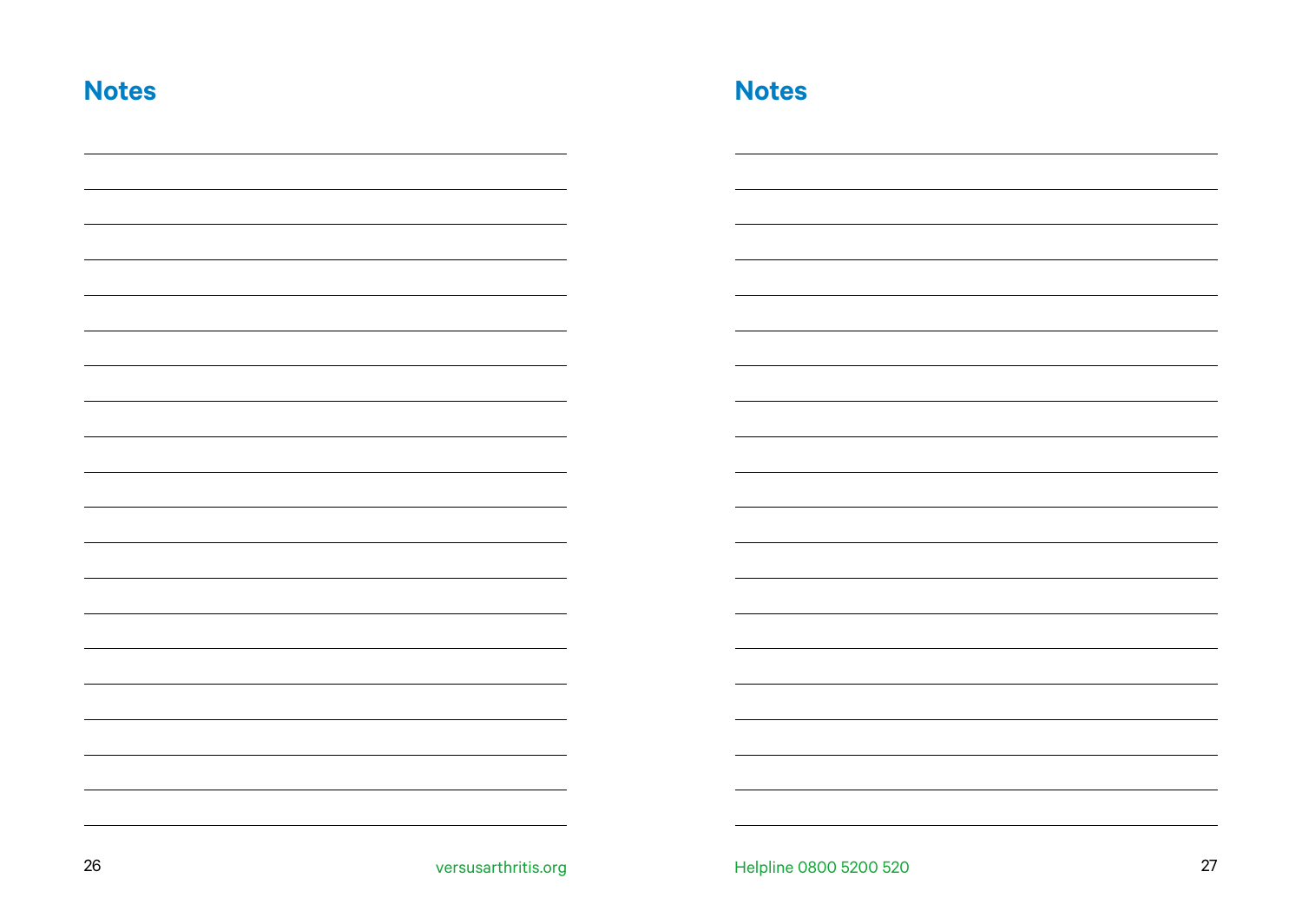## Notes

## Notes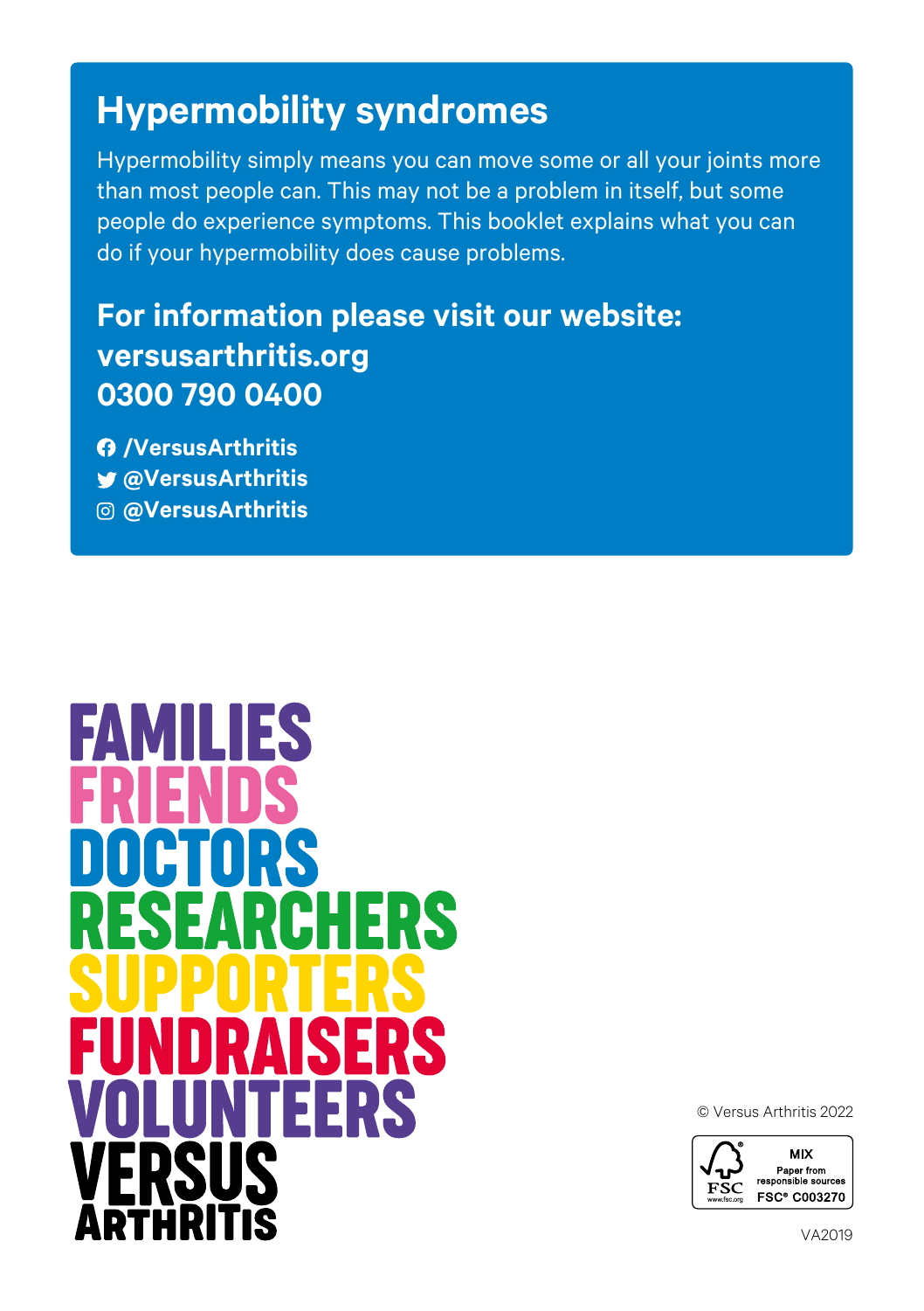## Hypermobility syndromes

Hypermobility simply means you can move some or all your joints more than most people can. This may not be a problem in itself, but some people do experience symptoms. This booklet explains what you can do if your hypermobility does cause problems.

**For information please visit our website:**
**versusarthritis.org**
**0300 790 0400**

**/VersusArthritis**
**@VersusArthritis**
**@VersusArthritis**

FAMILIES
FRIENDS
DOCTORS
RESEARCHERS
SUPPORTERS
FUNDRAISERS
VOLUNTEERS
VERSUS
ARTHRITIS

© Versus Arthritis 2022

MIX
Paper from responsible sources
FSC® C003270

VA2019